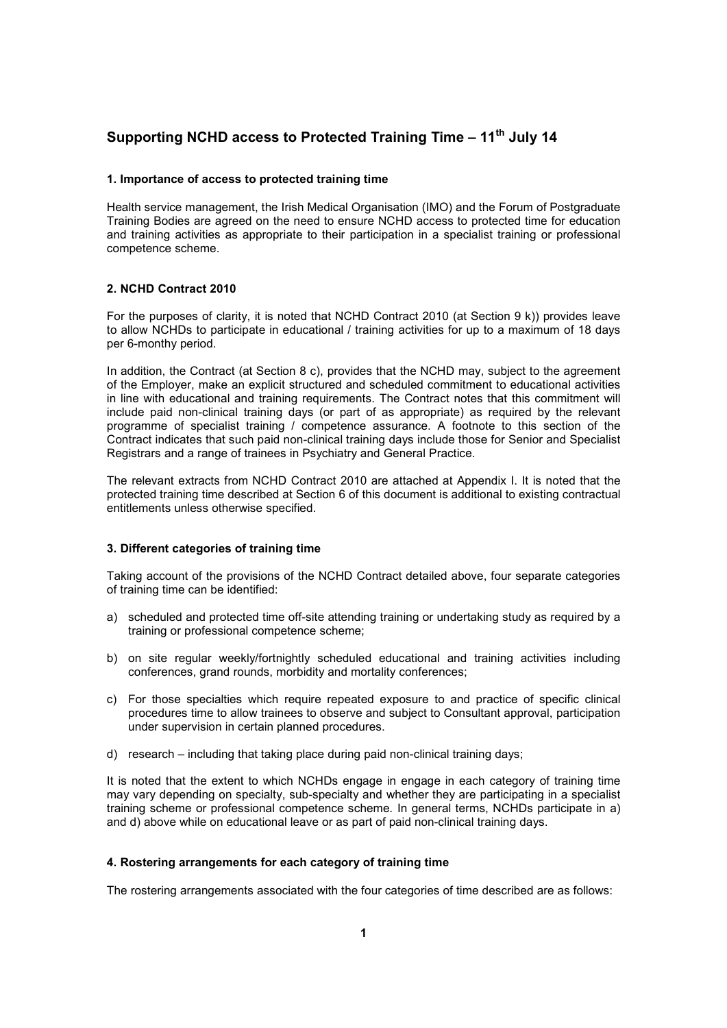# Supporting NCHD access to Protected Training Time – 11th July 14

## 1. Importance of access to protected training time

Health service management, the Irish Medical Organisation (IMO) and the Forum of Postgraduate Training Bodies are agreed on the need to ensure NCHD access to protected time for education and training activities as appropriate to their participation in a specialist training or professional competence scheme.

## 2. NCHD Contract 2010

For the purposes of clarity, it is noted that NCHD Contract 2010 (at Section 9 k)) provides leave to allow NCHDs to participate in educational / training activities for up to a maximum of 18 days per 6-monthy period.

In addition, the Contract (at Section 8 c), provides that the NCHD may, subject to the agreement of the Employer, make an explicit structured and scheduled commitment to educational activities in line with educational and training requirements. The Contract notes that this commitment will include paid non-clinical training days (or part of as appropriate) as required by the relevant programme of specialist training / competence assurance. A footnote to this section of the Contract indicates that such paid non-clinical training days include those for Senior and Specialist Registrars and a range of trainees in Psychiatry and General Practice.

The relevant extracts from NCHD Contract 2010 are attached at Appendix I. It is noted that the protected training time described at Section 6 of this document is additional to existing contractual entitlements unless otherwise specified.

## 3. Different categories of training time

Taking account of the provisions of the NCHD Contract detailed above, four separate categories of training time can be identified:

a) scheduled and protected time off-site attending training or undertaking study as required by a training or professional competence scheme;

b) on site regular weekly/fortnightly scheduled educational and training activities including conferences, grand rounds, morbidity and mortality conferences;

c) For those specialties which require repeated exposure to and practice of specific clinical procedures time to allow trainees to observe and subject to Consultant approval, participation under supervision in certain planned procedures.

d) research – including that taking place during paid non-clinical training days;

It is noted that the extent to which NCHDs engage in engage in each category of training time may vary depending on specialty, sub-specialty and whether they are participating in a specialist training scheme or professional competence scheme. In general terms, NCHDs participate in a) and d) above while on educational leave or as part of paid non-clinical training days.

## 4. Rostering arrangements for each category of training time

The rostering arrangements associated with the four categories of time described are as follows: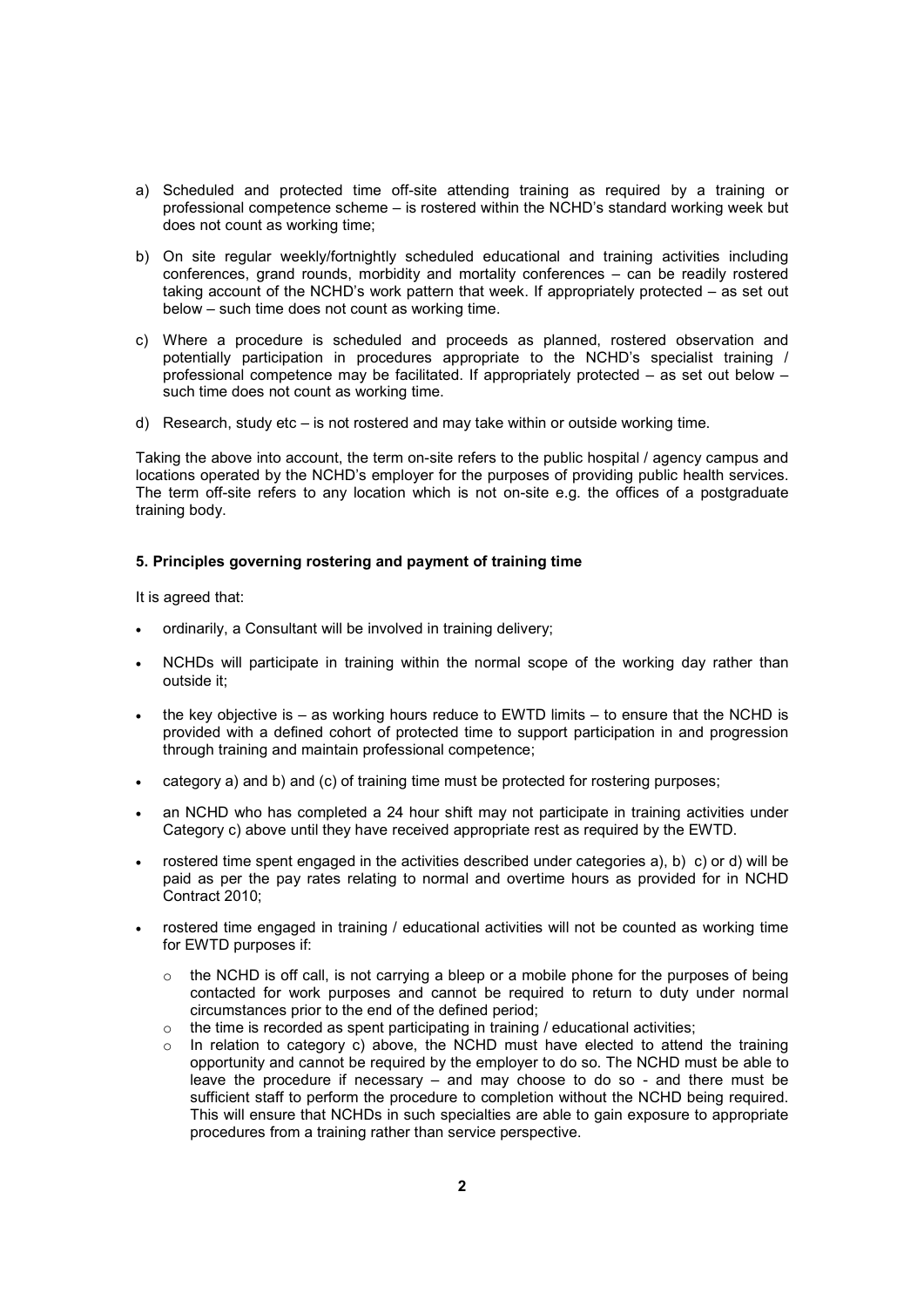a) Scheduled and protected time off-site attending training as required by a training or professional competence scheme – is rostered within the NCHD's standard working week but does not count as working time;

b) On site regular weekly/fortnightly scheduled educational and training activities including conferences, grand rounds, morbidity and mortality conferences – can be readily rostered taking account of the NCHD's work pattern that week. If appropriately protected – as set out below – such time does not count as working time.

c) Where a procedure is scheduled and proceeds as planned, rostered observation and potentially participation in procedures appropriate to the NCHD's specialist training / professional competence may be facilitated. If appropriately protected – as set out below – such time does not count as working time.

d) Research, study etc – is not rostered and may take within or outside working time.

Taking the above into account, the term on-site refers to the public hospital / agency campus and locations operated by the NCHD's employer for the purposes of providing public health services. The term off-site refers to any location which is not on-site e.g. the offices of a postgraduate training body.

**5. Principles governing rostering and payment of training time**

It is agreed that:

- ordinarily, a Consultant will be involved in training delivery;
- NCHDs will participate in training within the normal scope of the working day rather than outside it;
- the key objective is – as working hours reduce to EWTD limits – to ensure that the NCHD is provided with a defined cohort of protected time to support participation in and progression through training and maintain professional competence;
- category a) and b) and (c) of training time must be protected for rostering purposes;
- an NCHD who has completed a 24 hour shift may not participate in training activities under Category c) above until they have received appropriate rest as required by the EWTD.
- rostered time spent engaged in the activities described under categories a), b) c) or d) will be paid as per the pay rates relating to normal and overtime hours as provided for in NCHD Contract 2010;
- rostered time engaged in training / educational activities will not be counted as working time for EWTD purposes if:
  - the NCHD is off call, is not carrying a bleep or a mobile phone for the purposes of being contacted for work purposes and cannot be required to return to duty under normal circumstances prior to the end of the defined period;
  - the time is recorded as spent participating in training / educational activities;
  - In relation to category c) above, the NCHD must have elected to attend the training opportunity and cannot be required by the employer to do so. The NCHD must be able to leave the procedure if necessary – and may choose to do so - and there must be sufficient staff to perform the procedure to completion without the NCHD being required. This will ensure that NCHDs in such specialties are able to gain exposure to appropriate procedures from a training rather than service perspective.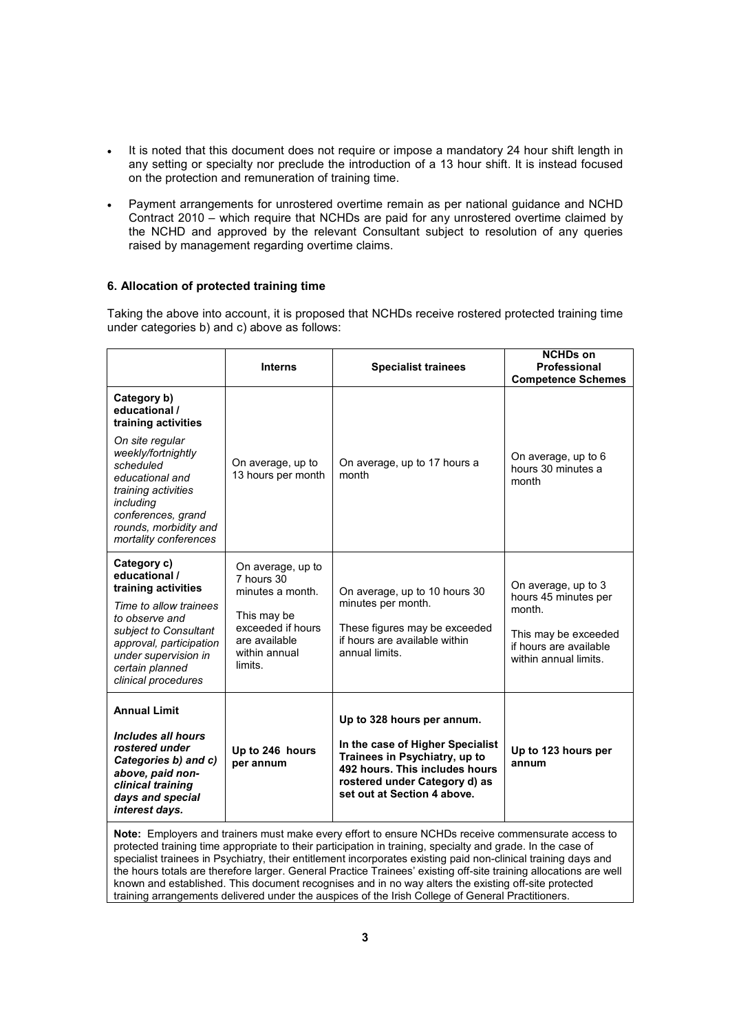- It is noted that this document does not require or impose a mandatory 24 hour shift length in any setting or specialty nor preclude the introduction of a 13 hour shift. It is instead focused on the protection and remuneration of training time.
- Payment arrangements for unrostered overtime remain as per national guidance and NCHD Contract 2010 – which require that NCHDs are paid for any unrostered overtime claimed by the NCHD and approved by the relevant Consultant subject to resolution of any queries raised by management regarding overtime claims.

### 6. Allocation of protected training time

Taking the above into account, it is proposed that NCHDs receive rostered protected training time under categories b) and c) above as follows:

| | **Interns** | **Specialist trainees** | **NCHDs on Professional Competence Schemes** |
|---|---|---|---|
| **Category b) educational / training activities**<br>*On site regular weekly/fortnightly scheduled educational and training activities including conferences, grand rounds, morbidity and mortality conferences* | On average, up to 13 hours per month | On average, up to 17 hours a month | On average, up to 6 hours 30 minutes a month |
| **Category c) educational / training activities**<br>*Time to allow trainees to observe and subject to Consultant approval, participation under supervision in certain planned clinical procedures* | On average, up to 7 hours 30 minutes a month.<br>This may be exceeded if hours are available within annual limits. | On average, up to 10 hours 30 minutes per month.<br>These figures may be exceeded if hours are available within annual limits. | On average, up to 3 hours 45 minutes per month.<br>This may be exceeded if hours are available within annual limits. |
| **Annual Limit**<br>***Includes all hours rostered under Categories b) and c) above, paid non-clinical training days and special interest days.*** | **Up to 246 hours per annum** | **Up to 328 hours per annum.**<br>**In the case of Higher Specialist Trainees in Psychiatry, up to 492 hours. This includes hours rostered under Category d) as set out at Section 4 above.** | **Up to 123 hours per annum** |

**Note:** Employers and trainers must make every effort to ensure NCHDs receive commensurate access to protected training time appropriate to their participation in training, specialty and grade. In the case of specialist trainees in Psychiatry, their entitlement incorporates existing paid non-clinical training days and the hours totals are therefore larger. General Practice Trainees' existing off-site training allocations are well known and established. This document recognises and in no way alters the existing off-site protected training arrangements delivered under the auspices of the Irish College of General Practitioners.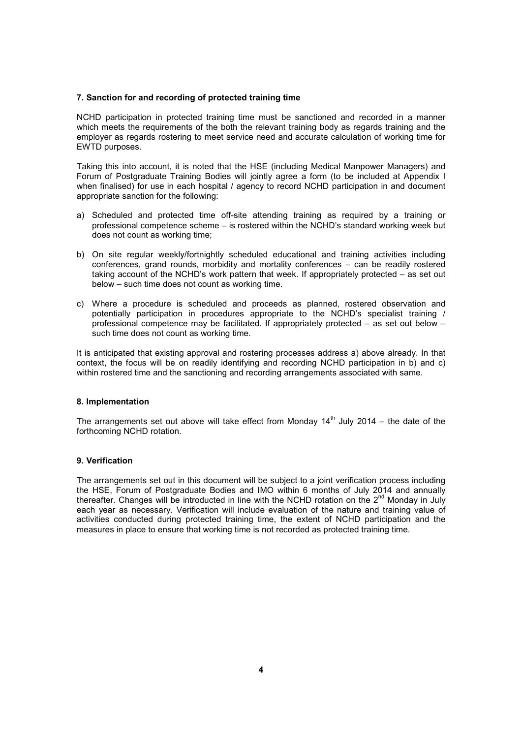### 7. Sanction for and recording of protected training time

NCHD participation in protected training time must be sanctioned and recorded in a manner which meets the requirements of the both the relevant training body as regards training and the employer as regards rostering to meet service need and accurate calculation of working time for EWTD purposes.

Taking this into account, it is noted that the HSE (including Medical Manpower Managers) and Forum of Postgraduate Training Bodies will jointly agree a form (to be included at Appendix I when finalised) for use in each hospital / agency to record NCHD participation in and document appropriate sanction for the following:

a) Scheduled and protected time off-site attending training as required by a training or professional competence scheme – is rostered within the NCHD's standard working week but does not count as working time;

b) On site regular weekly/fortnightly scheduled educational and training activities including conferences, grand rounds, morbidity and mortality conferences – can be readily rostered taking account of the NCHD's work pattern that week. If appropriately protected – as set out below – such time does not count as working time.

c) Where a procedure is scheduled and proceeds as planned, rostered observation and potentially participation in procedures appropriate to the NCHD's specialist training / professional competence may be facilitated. If appropriately protected – as set out below – such time does not count as working time.

It is anticipated that existing approval and rostering processes address a) above already. In that context, the focus will be on readily identifying and recording NCHD participation in b) and c) within rostered time and the sanctioning and recording arrangements associated with same.

### 8. Implementation

The arrangements set out above will take effect from Monday 14th July 2014 – the date of the forthcoming NCHD rotation.

### 9. Verification

The arrangements set out in this document will be subject to a joint verification process including the HSE, Forum of Postgraduate Bodies and IMO within 6 months of July 2014 and annually thereafter. Changes will be introducted in line with the NCHD rotation on the 2nd Monday in July each year as necessary. Verification will include evaluation of the nature and training value of activities conducted during protected training time, the extent of NCHD participation and the measures in place to ensure that working time is not recorded as protected training time.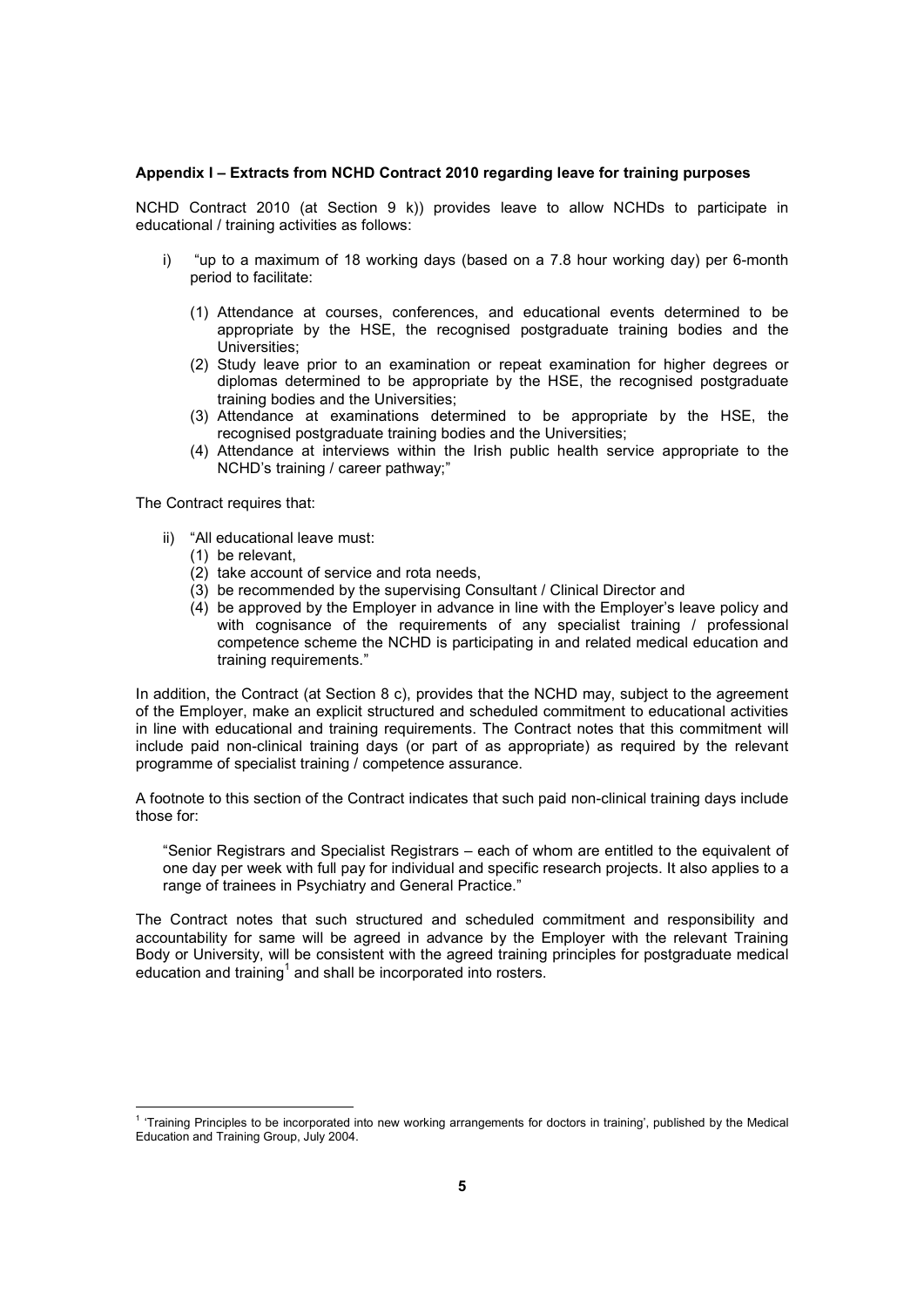**Appendix I – Extracts from NCHD Contract 2010 regarding leave for training purposes**

NCHD Contract 2010 (at Section 9 k)) provides leave to allow NCHDs to participate in educational / training activities as follows:

- i) "up to a maximum of 18 working days (based on a 7.8 hour working day) per 6-month period to facilitate:
  - (1) Attendance at courses, conferences, and educational events determined to be appropriate by the HSE, the recognised postgraduate training bodies and the Universities;
  - (2) Study leave prior to an examination or repeat examination for higher degrees or diplomas determined to be appropriate by the HSE, the recognised postgraduate training bodies and the Universities;
  - (3) Attendance at examinations determined to be appropriate by the HSE, the recognised postgraduate training bodies and the Universities;
  - (4) Attendance at interviews within the Irish public health service appropriate to the NCHD's training / career pathway;"

The Contract requires that:

- ii) "All educational leave must:
  - (1) be relevant,
  - (2) take account of service and rota needs,
  - (3) be recommended by the supervising Consultant / Clinical Director and
  - (4) be approved by the Employer in advance in line with the Employer's leave policy and with cognisance of the requirements of any specialist training / professional competence scheme the NCHD is participating in and related medical education and training requirements."

In addition, the Contract (at Section 8 c), provides that the NCHD may, subject to the agreement of the Employer, make an explicit structured and scheduled commitment to educational activities in line with educational and training requirements. The Contract notes that this commitment will include paid non-clinical training days (or part of as appropriate) as required by the relevant programme of specialist training / competence assurance.

A footnote to this section of the Contract indicates that such paid non-clinical training days include those for:

> "Senior Registrars and Specialist Registrars – each of whom are entitled to the equivalent of one day per week with full pay for individual and specific research projects. It also applies to a range of trainees in Psychiatry and General Practice."

The Contract notes that such structured and scheduled commitment and responsibility and accountability for same will be agreed in advance by the Employer with the relevant Training Body or University, will be consistent with the agreed training principles for postgraduate medical education and training[1] and shall be incorporated into rosters.

---

[1] 'Training Principles to be incorporated into new working arrangements for doctors in training', published by the Medical Education and Training Group, July 2004.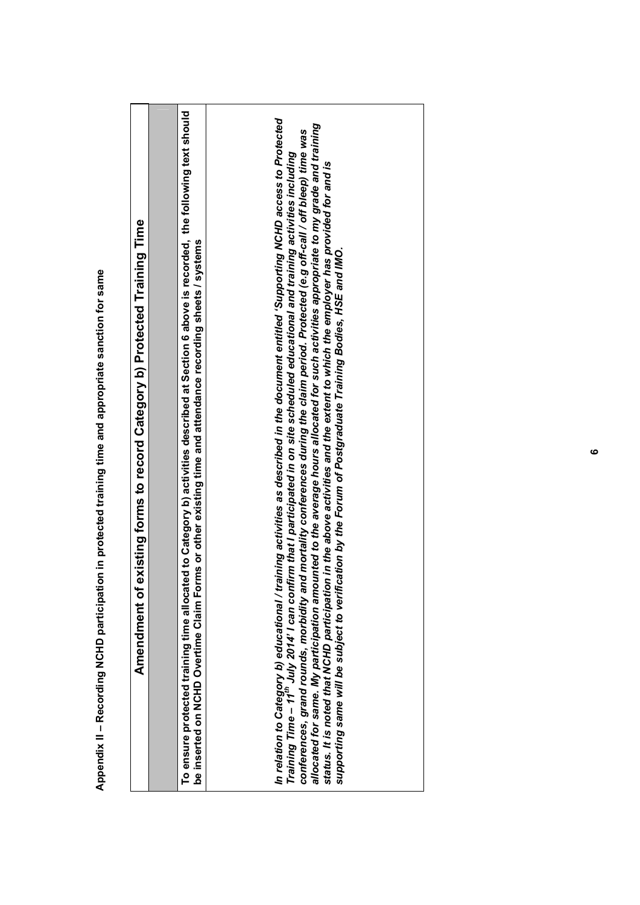**Appendix II – Recording NCHD participation in protected training time and appropriate sanction for same**

| Amendment of existing forms to record Category b) Protected Training Time |
|---|
| |
| **To ensure protected training time allocated to Category b) activities described at Section 6 above is recorded, the following text should be inserted on NCHD Overtime Claim Forms or other existing time and attendance recording sheets / systems** |
| *In relation to Category b) educational / training activities as described in the document entitled 'Supporting NCHD access to Protected Training Time – 11th July 2014' I can confirm that I participated in on site scheduled educational and training activities including conferences, grand rounds, morbidity and mortality conferences during the claim period. Protected (e.g off-call / off bleep) time was allocated for same. My participation amounted to the average hours allocated for such activities appropriate to my grade and training status. It is noted that NCHD participation in the above activities and the extent to which the employer has provided for and is supporting same will be subject to verification by the Forum of Postgraduate Training Bodies, HSE and IMO.* |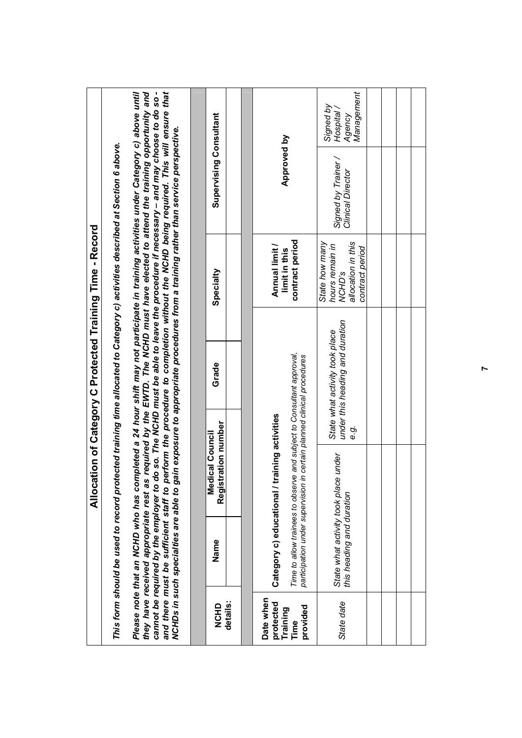# Allocation of Category C Protected Training Time - Record

*This form should be used to record protected training time allocated to Category c) activities described at Section 6 above.*

***Please note that an NCHD who has completed a 24 hour shift may not participate in training activities under Category c) above until they have received appropriate rest as required by the EWTD. The NCHD must have elected to attend the training opportunity and cannot be required by the employer to do so. The NCHD must be able to leave the procedure if necessary – and may choose to do so - and there must be sufficient staff to perform the procedure to completion without the NCHD being required. This will ensure that NCHDs in such specialties are able to gain exposure to appropriate procedures from a training rather than service perspective.***

| **NCHD details:** | **Name** | **Medical Council Registration number** | **Grade** | **Specialty** | **Supervising Consultant** |
|---|---|---|---|---|---|
| | | | | | |

| **Date when protected Training Time provided** | **Category c) educational / training activities** *Time to allow trainees to observe and subject to Consultant approval, participation under supervision in certain planned clinical procedures* | | **Annual limit / limit in this contract period** | **Approved by** | |
|---|---|---|---|---|---|
| *State date* | *State what activity took place under this heading and duration* | *State what activity took place under this heading and duration e.g.* | *State how many hours remain in NCHD's allocation in this contract period* | *Signed by Trainer / Clinical Director* | *Signed by Hospital / Agency Management* |
| | | | | | |
| | | | | | |
| | | | | | |
| | | | | | |